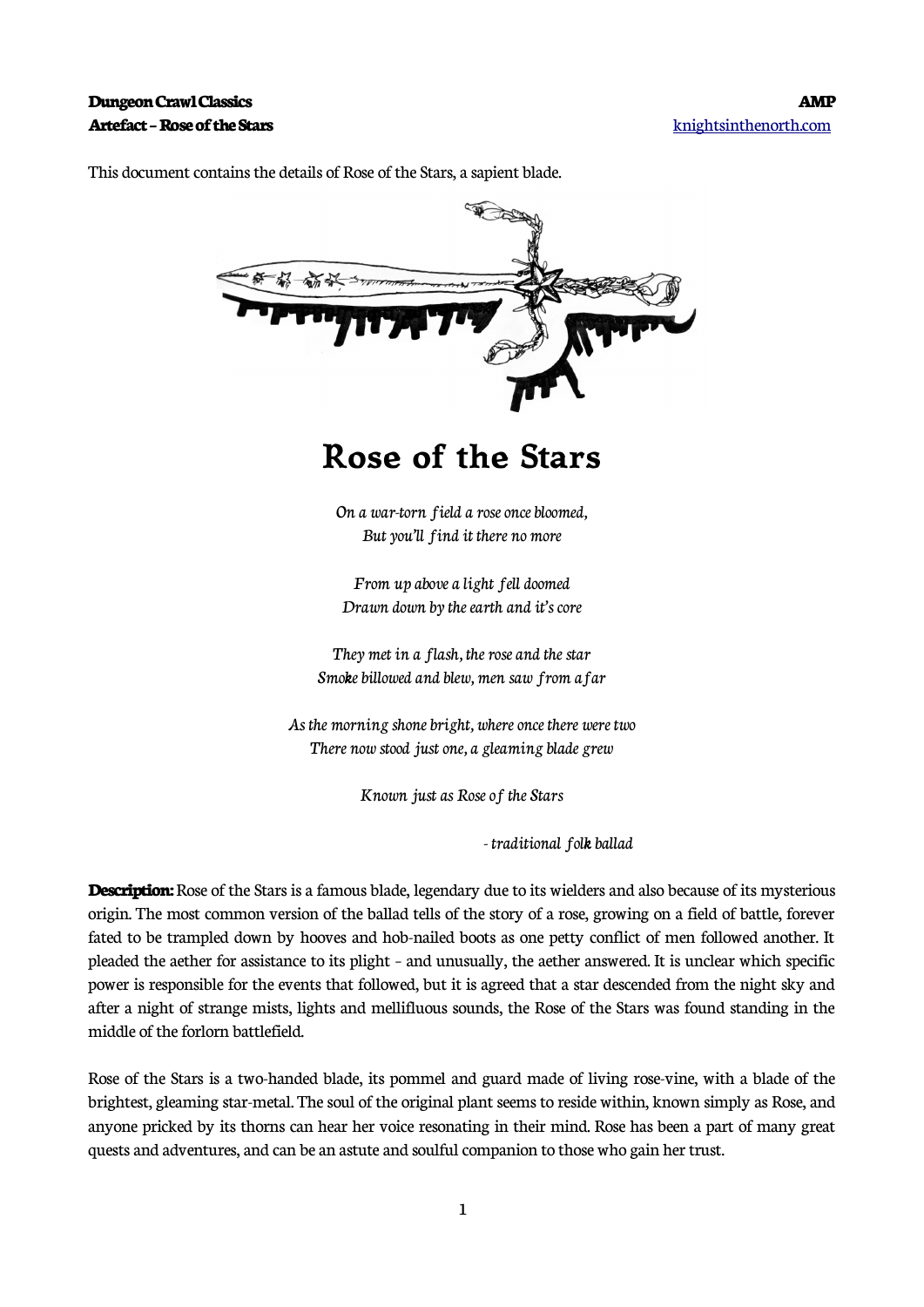**Dungeon Crawl Classics** **AMP**
**Artefact – Rose of the Stars** knightsinthenorth.com

This document contains the details of Rose of the Stars, a sapient blade.

# Rose of the Stars

*On a war-torn field a rose once bloomed,*
*But you'll find it there no more*

*From up above a light fell doomed*
*Drawn down by the earth and it's core*

*They met in a flash, the rose and the star*
*Smoke billowed and blew, men saw from afar*

*As the morning shone bright, where once there were two*
*There now stood just one, a gleaming blade grew*

*Known just as Rose of the Stars*

*- traditional folk ballad*

**Description:** Rose of the Stars is a famous blade, legendary due to its wielders and also because of its mysterious origin. The most common version of the ballad tells of the story of a rose, growing on a field of battle, forever fated to be trampled down by hooves and hob-nailed boots as one petty conflict of men followed another. It pleaded the aether for assistance to its plight – and unusually, the aether answered. It is unclear which specific power is responsible for the events that followed, but it is agreed that a star descended from the night sky and after a night of strange mists, lights and mellifluous sounds, the Rose of the Stars was found standing in the middle of the forlorn battlefield.

Rose of the Stars is a two-handed blade, its pommel and guard made of living rose-vine, with a blade of the brightest, gleaming star-metal. The soul of the original plant seems to reside within, known simply as Rose, and anyone pricked by its thorns can hear her voice resonating in their mind. Rose has been a part of many great quests and adventures, and can be an astute and soulful companion to those who gain her trust.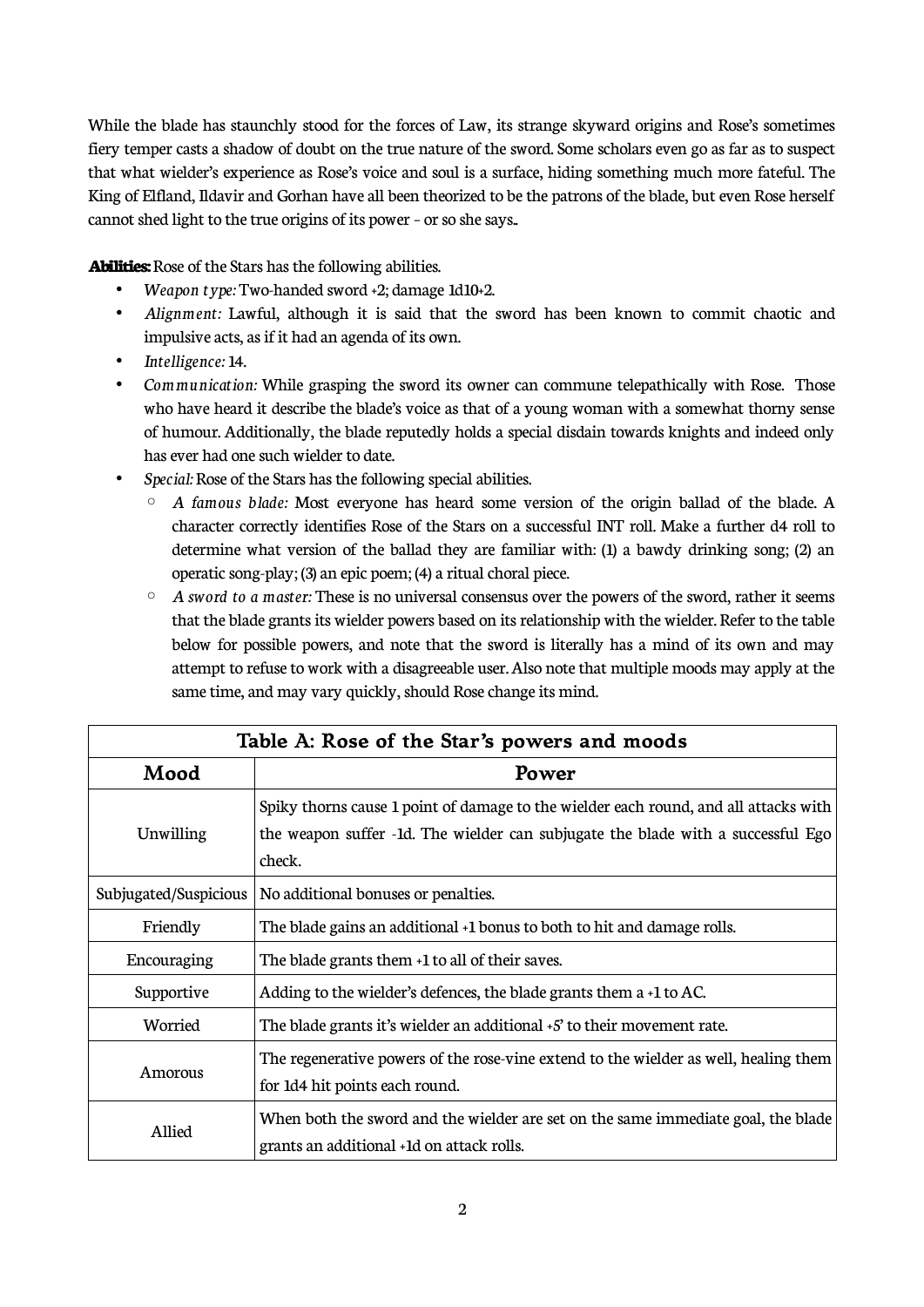While the blade has staunchly stood for the forces of Law, its strange skyward origins and Rose's sometimes fiery temper casts a shadow of doubt on the true nature of the sword. Some scholars even go as far as to suspect that what wielder's experience as Rose's voice and soul is a surface, hiding something much more fateful. The King of Elfland, Ildavir and Gorhan have all been theorized to be the patrons of the blade, but even Rose herself cannot shed light to the true origins of its power – or so she says..

**Abilities:** Rose of the Stars has the following abilities.

- *Weapon type:* Two-handed sword +2; damage 1d10+2.
- *Alignment:* Lawful, although it is said that the sword has been known to commit chaotic and impulsive acts, as if it had an agenda of its own.
- *Intelligence:* 14.
- *Communication:* While grasping the sword its owner can commune telepathically with Rose. Those who have heard it describe the blade's voice as that of a young woman with a somewhat thorny sense of humour. Additionally, the blade reputedly holds a special disdain towards knights and indeed only has ever had one such wielder to date.
- *Special:* Rose of the Stars has the following special abilities.
  - *A famous blade:* Most everyone has heard some version of the origin ballad of the blade. A character correctly identifies Rose of the Stars on a successful INT roll. Make a further d4 roll to determine what version of the ballad they are familiar with: (1) a bawdy drinking song; (2) an operatic song-play; (3) an epic poem; (4) a ritual choral piece.
  - *A sword to a master:* These is no universal consensus over the powers of the sword, rather it seems that the blade grants its wielder powers based on its relationship with the wielder. Refer to the table below for possible powers, and note that the sword is literally has a mind of its own and may attempt to refuse to work with a disagreeable user. Also note that multiple moods may apply at the same time, and may vary quickly, should Rose change its mind.

**Table A: Rose of the Star's powers and moods**

| Mood | Power |
|---|---|
| Unwilling | Spiky thorns cause 1 point of damage to the wielder each round, and all attacks with the weapon suffer -1d. The wielder can subjugate the blade with a successful Ego check. |
| Subjugated/Suspicious | No additional bonuses or penalties. |
| Friendly | The blade gains an additional +1 bonus to both to hit and damage rolls. |
| Encouraging | The blade grants them +1 to all of their saves. |
| Supportive | Adding to the wielder's defences, the blade grants them a +1 to AC. |
| Worried | The blade grants it's wielder an additional +5' to their movement rate. |
| Amorous | The regenerative powers of the rose-vine extend to the wielder as well, healing them for 1d4 hit points each round. |
| Allied | When both the sword and the wielder are set on the same immediate goal, the blade grants an additional +1d on attack rolls. |